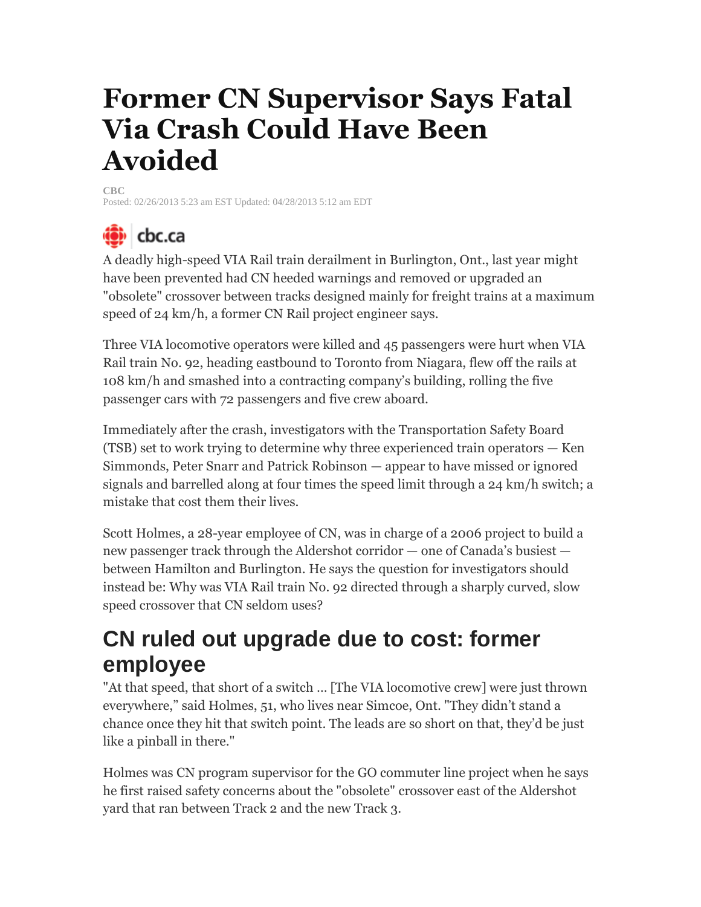# Former CN Supervisor Says Fatal Via Crash Could Have Been Avoided

CBC
Posted: 02/26/2013 5:23 am EST Updated: 04/28/2013 5:12 am EDT

cbc.ca

A deadly high-speed VIA Rail train derailment in Burlington, Ont., last year might have been prevented had CN heeded warnings and removed or upgraded an "obsolete" crossover between tracks designed mainly for freight trains at a maximum speed of 24 km/h, a former CN Rail project engineer says.

Three VIA locomotive operators were killed and 45 passengers were hurt when VIA Rail train No. 92, heading eastbound to Toronto from Niagara, flew off the rails at 108 km/h and smashed into a contracting company's building, rolling the five passenger cars with 72 passengers and five crew aboard.

Immediately after the crash, investigators with the Transportation Safety Board (TSB) set to work trying to determine why three experienced train operators — Ken Simmonds, Peter Snarr and Patrick Robinson — appear to have missed or ignored signals and barrelled along at four times the speed limit through a 24 km/h switch; a mistake that cost them their lives.

Scott Holmes, a 28-year employee of CN, was in charge of a 2006 project to build a new passenger track through the Aldershot corridor — one of Canada's busiest — between Hamilton and Burlington. He says the question for investigators should instead be: Why was VIA Rail train No. 92 directed through a sharply curved, slow speed crossover that CN seldom uses?

## CN ruled out upgrade due to cost: former employee

"At that speed, that short of a switch ... [The VIA locomotive crew] were just thrown everywhere," said Holmes, 51, who lives near Simcoe, Ont. "They didn't stand a chance once they hit that switch point. The leads are so short on that, they'd be just like a pinball in there."

Holmes was CN program supervisor for the GO commuter line project when he says he first raised safety concerns about the "obsolete" crossover east of the Aldershot yard that ran between Track 2 and the new Track 3.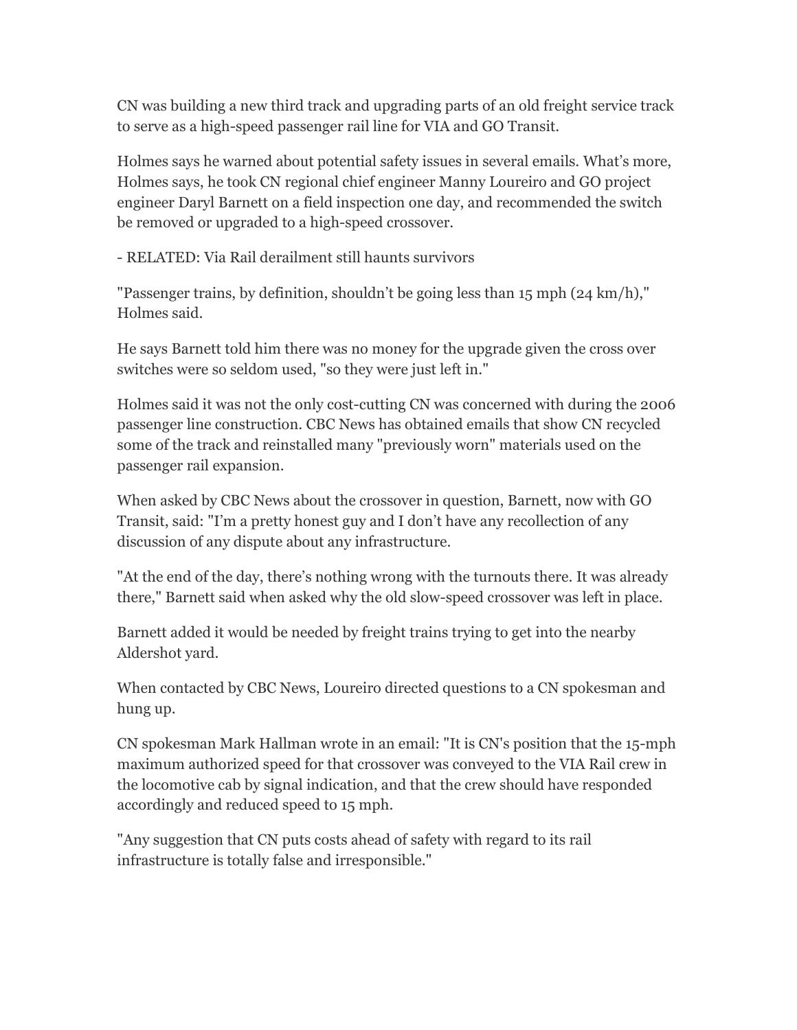CN was building a new third track and upgrading parts of an old freight service track to serve as a high-speed passenger rail line for VIA and GO Transit.

Holmes says he warned about potential safety issues in several emails. What's more, Holmes says, he took CN regional chief engineer Manny Loureiro and GO project engineer Daryl Barnett on a field inspection one day, and recommended the switch be removed or upgraded to a high-speed crossover.

- RELATED: Via Rail derailment still haunts survivors

"Passenger trains, by definition, shouldn't be going less than 15 mph (24 km/h)," Holmes said.

He says Barnett told him there was no money for the upgrade given the cross over switches were so seldom used, "so they were just left in."

Holmes said it was not the only cost-cutting CN was concerned with during the 2006 passenger line construction. CBC News has obtained emails that show CN recycled some of the track and reinstalled many "previously worn" materials used on the passenger rail expansion.

When asked by CBC News about the crossover in question, Barnett, now with GO Transit, said: "I'm a pretty honest guy and I don't have any recollection of any discussion of any dispute about any infrastructure.

"At the end of the day, there's nothing wrong with the turnouts there. It was already there," Barnett said when asked why the old slow-speed crossover was left in place.

Barnett added it would be needed by freight trains trying to get into the nearby Aldershot yard.

When contacted by CBC News, Loureiro directed questions to a CN spokesman and hung up.

CN spokesman Mark Hallman wrote in an email: "It is CN's position that the 15-mph maximum authorized speed for that crossover was conveyed to the VIA Rail crew in the locomotive cab by signal indication, and that the crew should have responded accordingly and reduced speed to 15 mph.

"Any suggestion that CN puts costs ahead of safety with regard to its rail infrastructure is totally false and irresponsible."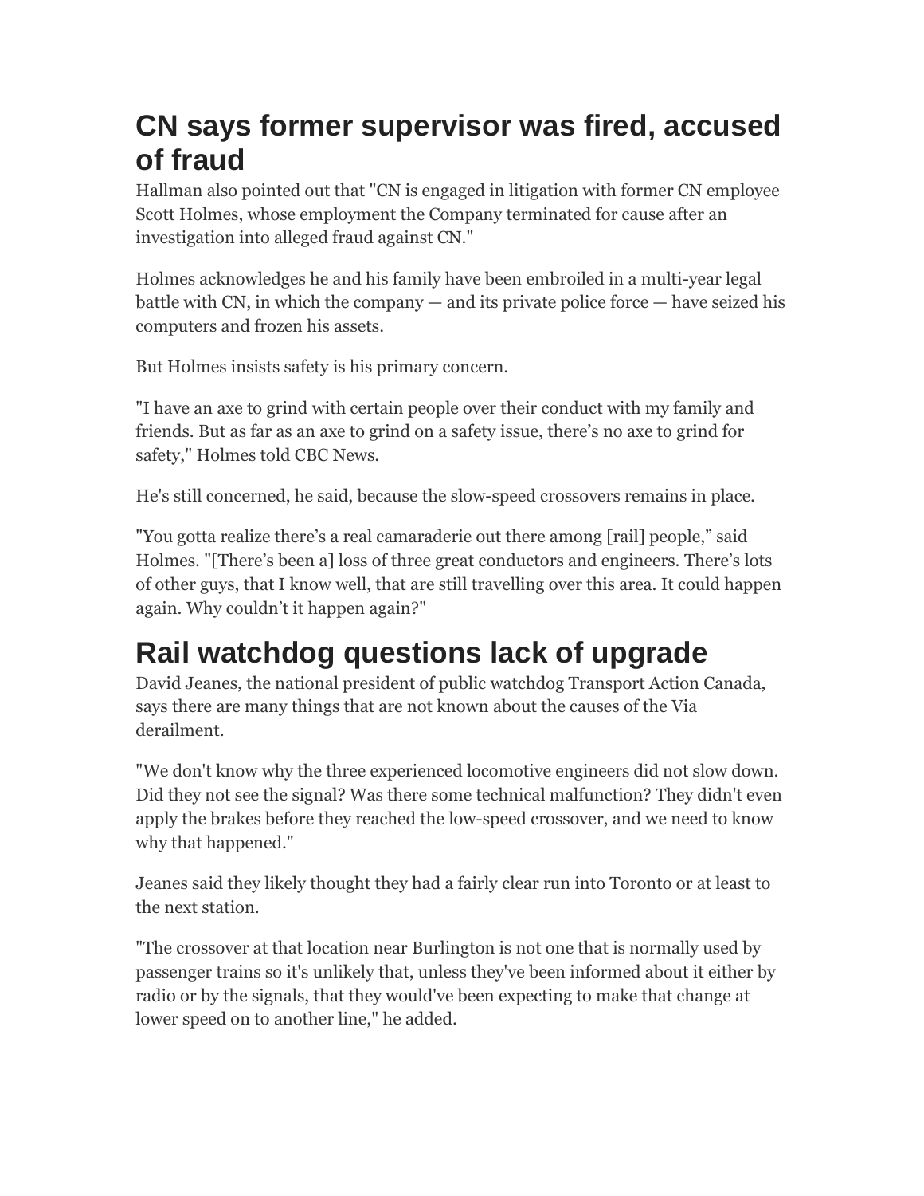## CN says former supervisor was fired, accused of fraud

Hallman also pointed out that "CN is engaged in litigation with former CN employee Scott Holmes, whose employment the Company terminated for cause after an investigation into alleged fraud against CN."

Holmes acknowledges he and his family have been embroiled in a multi-year legal battle with CN, in which the company — and its private police force — have seized his computers and frozen his assets.

But Holmes insists safety is his primary concern.

"I have an axe to grind with certain people over their conduct with my family and friends. But as far as an axe to grind on a safety issue, there's no axe to grind for safety," Holmes told CBC News.

He's still concerned, he said, because the slow-speed crossovers remains in place.

"You gotta realize there's a real camaraderie out there among [rail] people," said Holmes. "[There's been a] loss of three great conductors and engineers. There's lots of other guys, that I know well, that are still travelling over this area. It could happen again. Why couldn't it happen again?"

## Rail watchdog questions lack of upgrade

David Jeanes, the national president of public watchdog Transport Action Canada, says there are many things that are not known about the causes of the Via derailment.

"We don't know why the three experienced locomotive engineers did not slow down. Did they not see the signal? Was there some technical malfunction? They didn't even apply the brakes before they reached the low-speed crossover, and we need to know why that happened."

Jeanes said they likely thought they had a fairly clear run into Toronto or at least to the next station.

"The crossover at that location near Burlington is not one that is normally used by passenger trains so it's unlikely that, unless they've been informed about it either by radio or by the signals, that they would've been expecting to make that change at lower speed on to another line," he added.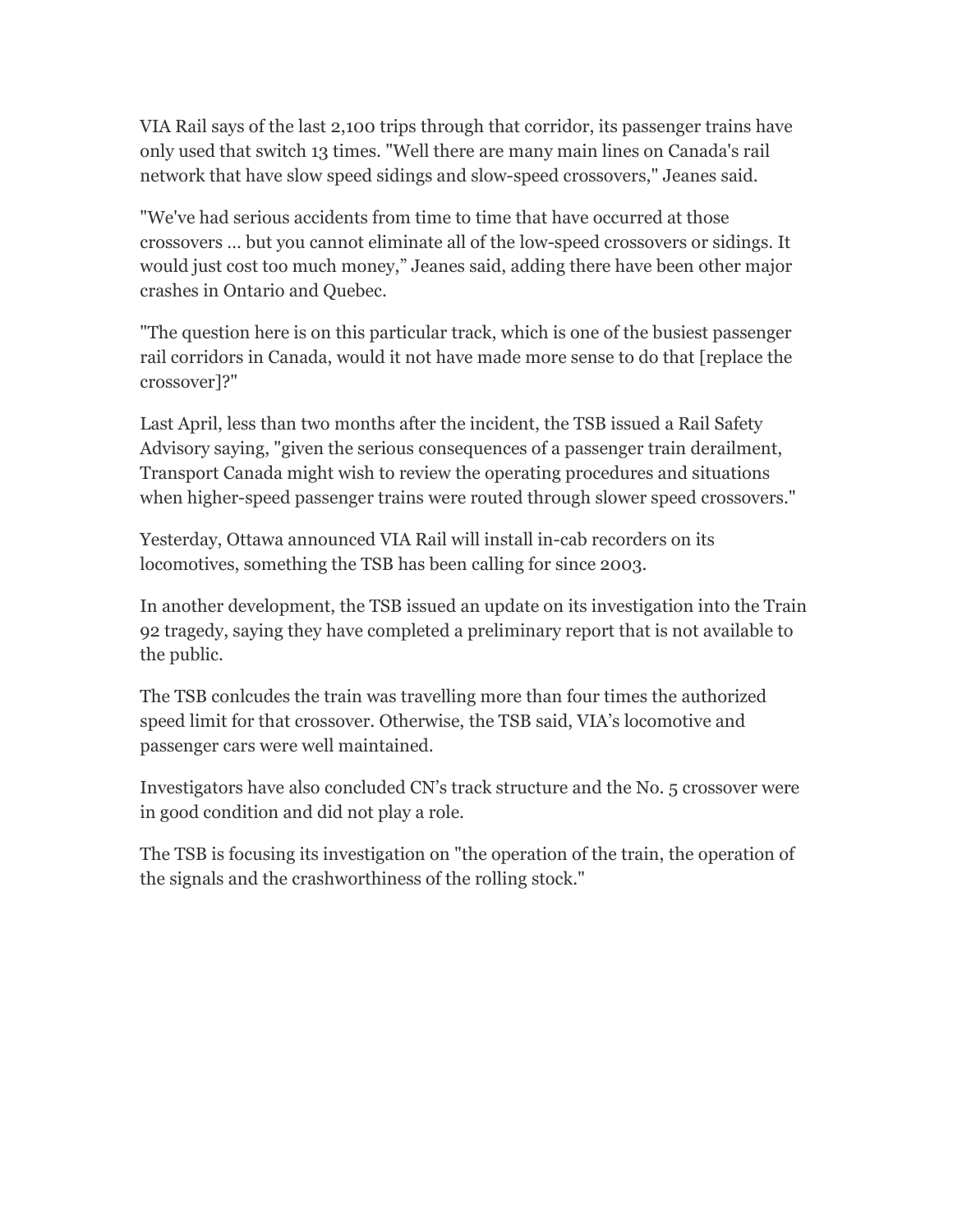VIA Rail says of the last 2,100 trips through that corridor, its passenger trains have only used that switch 13 times. "Well there are many main lines on Canada's rail network that have slow speed sidings and slow-speed crossovers," Jeanes said.

"We've had serious accidents from time to time that have occurred at those crossovers ... but you cannot eliminate all of the low-speed crossovers or sidings. It would just cost too much money," Jeanes said, adding there have been other major crashes in Ontario and Quebec.

"The question here is on this particular track, which is one of the busiest passenger rail corridors in Canada, would it not have made more sense to do that [replace the crossover]?"

Last April, less than two months after the incident, the TSB issued a Rail Safety Advisory saying, "given the serious consequences of a passenger train derailment, Transport Canada might wish to review the operating procedures and situations when higher-speed passenger trains were routed through slower speed crossovers."

Yesterday, Ottawa announced VIA Rail will install in-cab recorders on its locomotives, something the TSB has been calling for since 2003.

In another development, the TSB issued an update on its investigation into the Train 92 tragedy, saying they have completed a preliminary report that is not available to the public.

The TSB conlcudes the train was travelling more than four times the authorized speed limit for that crossover. Otherwise, the TSB said, VIA's locomotive and passenger cars were well maintained.

Investigators have also concluded CN's track structure and the No. 5 crossover were in good condition and did not play a role.

The TSB is focusing its investigation on "the operation of the train, the operation of the signals and the crashworthiness of the rolling stock."